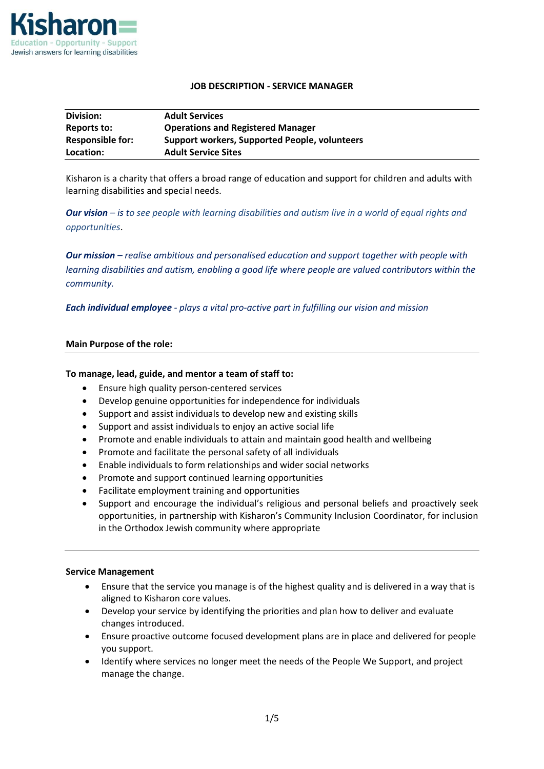Kisharon

Education - Opportunity - Support
Jewish answers for learning disabilities

# JOB DESCRIPTION - SERVICE MANAGER

| | |
|---|---|
| **Division:** | **Adult Services** |
| **Reports to:** | **Operations and Registered Manager** |
| **Responsible for:** | **Support workers, Supported People, volunteers** |
| **Location:** | **Adult Service Sites** |

Kisharon is a charity that offers a broad range of education and support for children and adults with learning disabilities and special needs.

***Our vision*** *– is to see people with learning disabilities and autism live in a world of equal rights and opportunities*.

***Our mission*** *– realise ambitious and personalised education and support together with people with learning disabilities and autism, enabling a good life where people are valued contributors within the community.*

***Each individual employee*** *- plays a vital pro-active part in fulfilling our vision and mission*

## Main Purpose of the role:

**To manage, lead, guide, and mentor a team of staff to:**

- Ensure high quality person-centered services
- Develop genuine opportunities for independence for individuals
- Support and assist individuals to develop new and existing skills
- Support and assist individuals to enjoy an active social life
- Promote and enable individuals to attain and maintain good health and wellbeing
- Promote and facilitate the personal safety of all individuals
- Enable individuals to form relationships and wider social networks
- Promote and support continued learning opportunities
- Facilitate employment training and opportunities
- Support and encourage the individual's religious and personal beliefs and proactively seek opportunities, in partnership with Kisharon's Community Inclusion Coordinator, for inclusion in the Orthodox Jewish community where appropriate

## Service Management

- Ensure that the service you manage is of the highest quality and is delivered in a way that is aligned to Kisharon core values.
- Develop your service by identifying the priorities and plan how to deliver and evaluate changes introduced.
- Ensure proactive outcome focused development plans are in place and delivered for people you support.
- Identify where services no longer meet the needs of the People We Support, and project manage the change.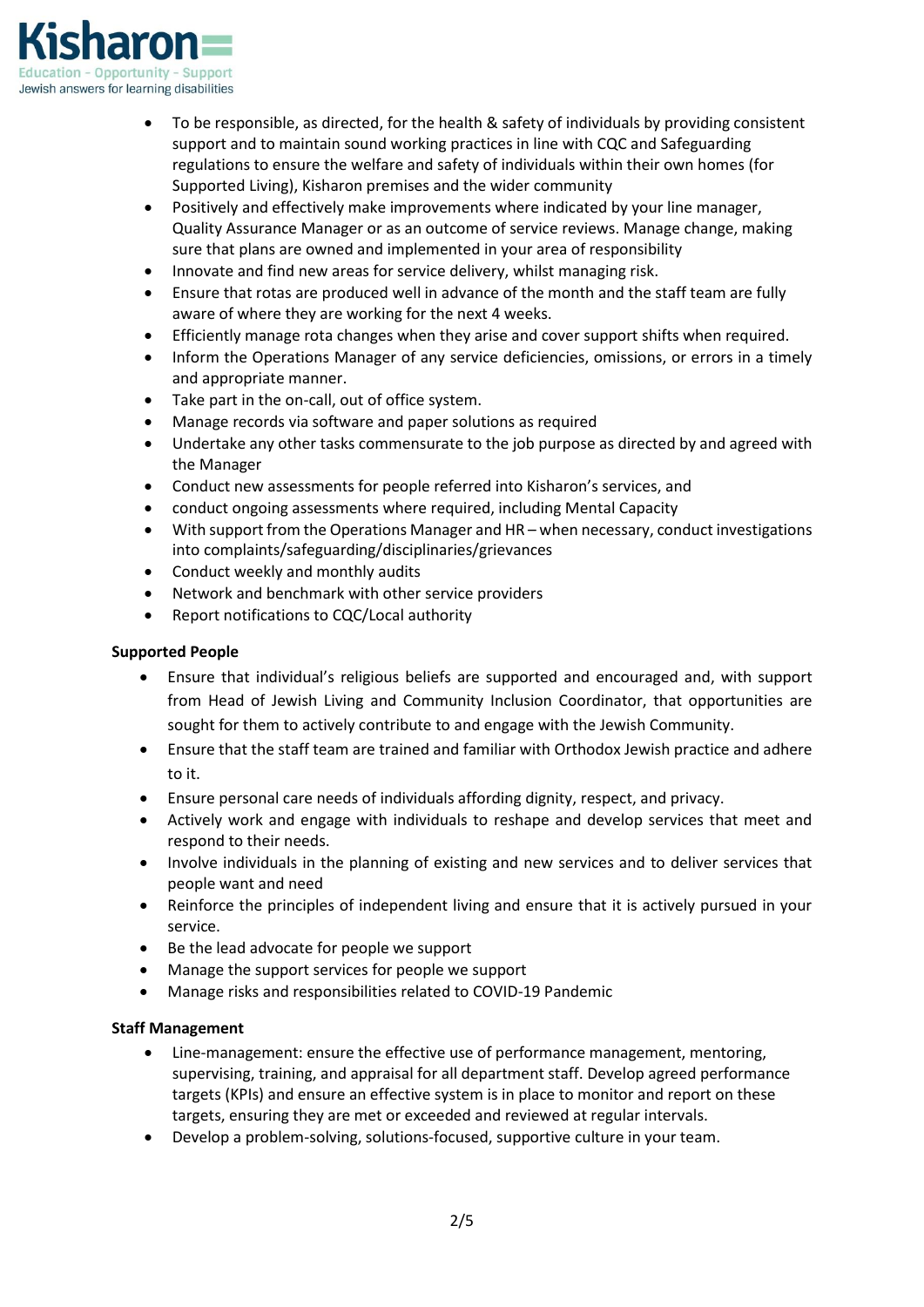- To be responsible, as directed, for the health & safety of individuals by providing consistent support and to maintain sound working practices in line with CQC and Safeguarding regulations to ensure the welfare and safety of individuals within their own homes (for Supported Living), Kisharon premises and the wider community
- Positively and effectively make improvements where indicated by your line manager, Quality Assurance Manager or as an outcome of service reviews. Manage change, making sure that plans are owned and implemented in your area of responsibility
- Innovate and find new areas for service delivery, whilst managing risk.
- Ensure that rotas are produced well in advance of the month and the staff team are fully aware of where they are working for the next 4 weeks.
- Efficiently manage rota changes when they arise and cover support shifts when required.
- Inform the Operations Manager of any service deficiencies, omissions, or errors in a timely and appropriate manner.
- Take part in the on-call, out of office system.
- Manage records via software and paper solutions as required
- Undertake any other tasks commensurate to the job purpose as directed by and agreed with the Manager
- Conduct new assessments for people referred into Kisharon's services, and
- conduct ongoing assessments where required, including Mental Capacity
- With support from the Operations Manager and HR – when necessary, conduct investigations into complaints/safeguarding/disciplinaries/grievances
- Conduct weekly and monthly audits
- Network and benchmark with other service providers
- Report notifications to CQC/Local authority

**Supported People**

- Ensure that individual's religious beliefs are supported and encouraged and, with support from Head of Jewish Living and Community Inclusion Coordinator, that opportunities are sought for them to actively contribute to and engage with the Jewish Community.
- Ensure that the staff team are trained and familiar with Orthodox Jewish practice and adhere to it.
- Ensure personal care needs of individuals affording dignity, respect, and privacy.
- Actively work and engage with individuals to reshape and develop services that meet and respond to their needs.
- Involve individuals in the planning of existing and new services and to deliver services that people want and need
- Reinforce the principles of independent living and ensure that it is actively pursued in your service.
- Be the lead advocate for people we support
- Manage the support services for people we support
- Manage risks and responsibilities related to COVID-19 Pandemic

**Staff Management**

- Line-management: ensure the effective use of performance management, mentoring, supervising, training, and appraisal for all department staff. Develop agreed performance targets (KPIs) and ensure an effective system is in place to monitor and report on these targets, ensuring they are met or exceeded and reviewed at regular intervals.
- Develop a problem-solving, solutions-focused, supportive culture in your team.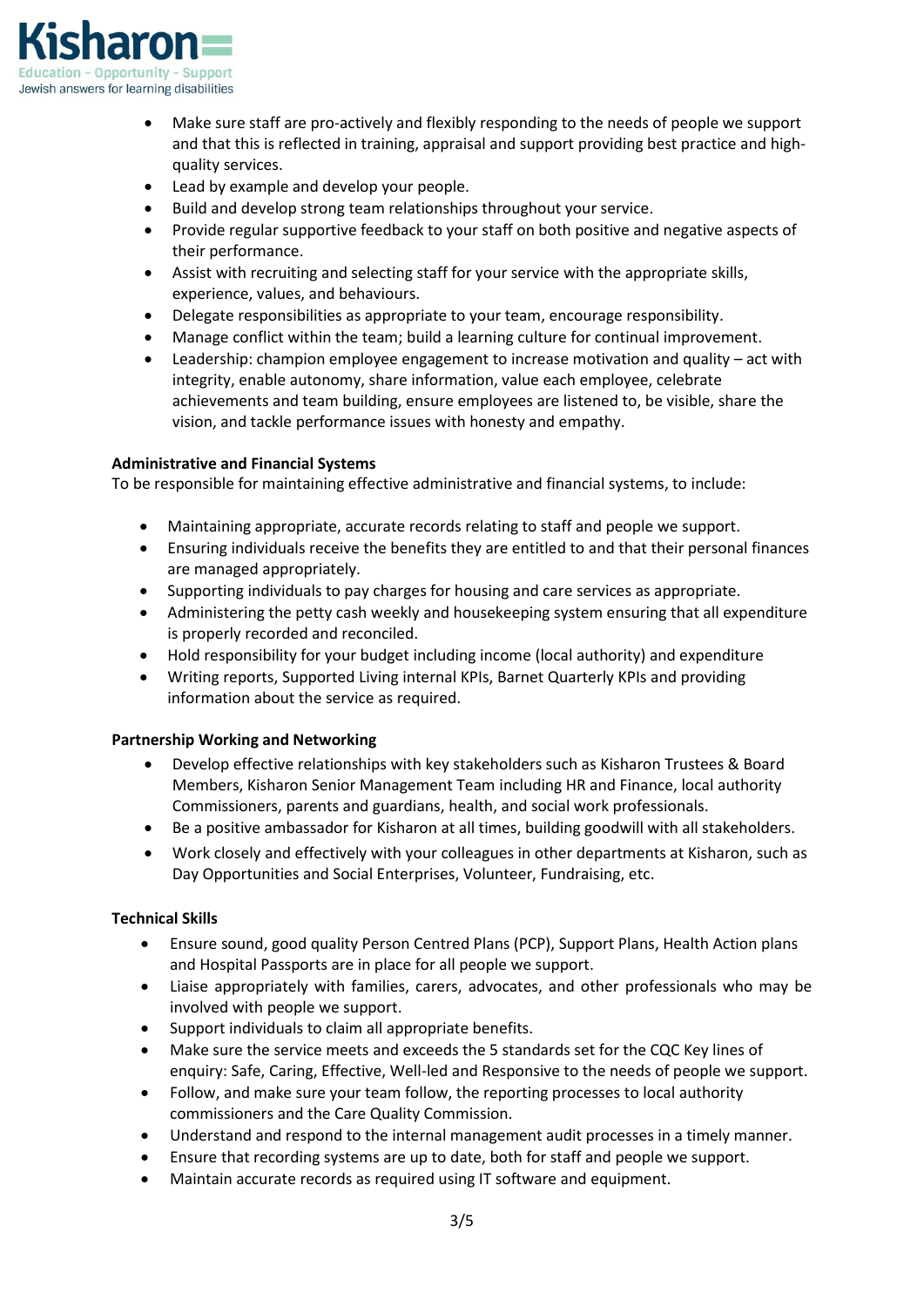- Make sure staff are pro-actively and flexibly responding to the needs of people we support and that this is reflected in training, appraisal and support providing best practice and high-quality services.
- Lead by example and develop your people.
- Build and develop strong team relationships throughout your service.
- Provide regular supportive feedback to your staff on both positive and negative aspects of their performance.
- Assist with recruiting and selecting staff for your service with the appropriate skills, experience, values, and behaviours.
- Delegate responsibilities as appropriate to your team, encourage responsibility.
- Manage conflict within the team; build a learning culture for continual improvement.
- Leadership: champion employee engagement to increase motivation and quality – act with integrity, enable autonomy, share information, value each employee, celebrate achievements and team building, ensure employees are listened to, be visible, share the vision, and tackle performance issues with honesty and empathy.

**Administrative and Financial Systems**

To be responsible for maintaining effective administrative and financial systems, to include:

- Maintaining appropriate, accurate records relating to staff and people we support.
- Ensuring individuals receive the benefits they are entitled to and that their personal finances are managed appropriately.
- Supporting individuals to pay charges for housing and care services as appropriate.
- Administering the petty cash weekly and housekeeping system ensuring that all expenditure is properly recorded and reconciled.
- Hold responsibility for your budget including income (local authority) and expenditure
- Writing reports, Supported Living internal KPIs, Barnet Quarterly KPIs and providing information about the service as required.

**Partnership Working and Networking**

- Develop effective relationships with key stakeholders such as Kisharon Trustees & Board Members, Kisharon Senior Management Team including HR and Finance, local authority Commissioners, parents and guardians, health, and social work professionals.
- Be a positive ambassador for Kisharon at all times, building goodwill with all stakeholders.
- Work closely and effectively with your colleagues in other departments at Kisharon, such as Day Opportunities and Social Enterprises, Volunteer, Fundraising, etc.

**Technical Skills**

- Ensure sound, good quality Person Centred Plans (PCP), Support Plans, Health Action plans and Hospital Passports are in place for all people we support.
- Liaise appropriately with families, carers, advocates, and other professionals who may be involved with people we support.
- Support individuals to claim all appropriate benefits.
- Make sure the service meets and exceeds the 5 standards set for the CQC Key lines of enquiry: Safe, Caring, Effective, Well-led and Responsive to the needs of people we support.
- Follow, and make sure your team follow, the reporting processes to local authority commissioners and the Care Quality Commission.
- Understand and respond to the internal management audit processes in a timely manner.
- Ensure that recording systems are up to date, both for staff and people we support.
- Maintain accurate records as required using IT software and equipment.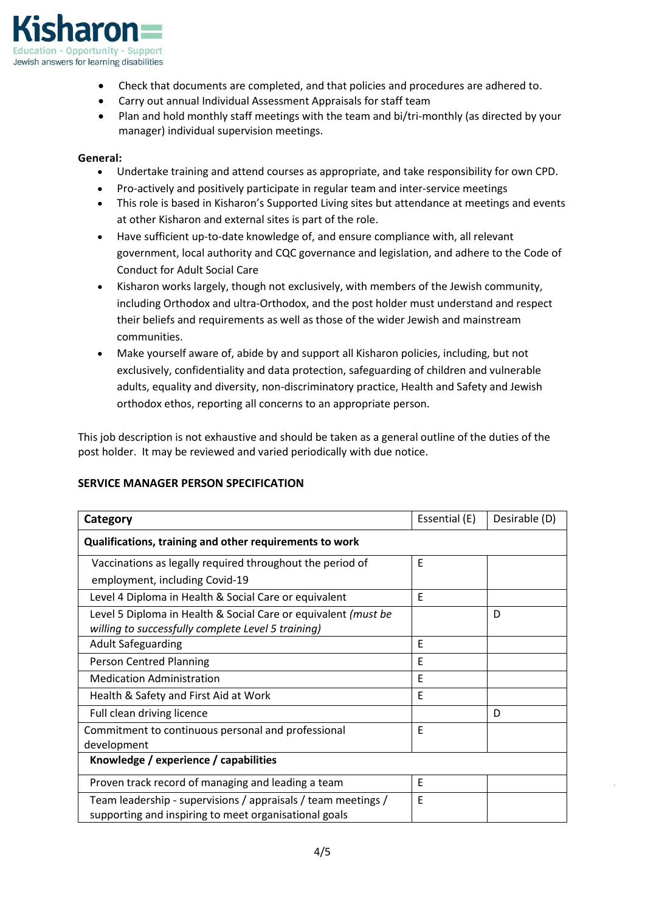- Check that documents are completed, and that policies and procedures are adhered to.
- Carry out annual Individual Assessment Appraisals for staff team
- Plan and hold monthly staff meetings with the team and bi/tri-monthly (as directed by your manager) individual supervision meetings.

**General:**

- Undertake training and attend courses as appropriate, and take responsibility for own CPD.
- Pro-actively and positively participate in regular team and inter-service meetings
- This role is based in Kisharon's Supported Living sites but attendance at meetings and events at other Kisharon and external sites is part of the role.
- Have sufficient up-to-date knowledge of, and ensure compliance with, all relevant government, local authority and CQC governance and legislation, and adhere to the Code of Conduct for Adult Social Care
- Kisharon works largely, though not exclusively, with members of the Jewish community, including Orthodox and ultra-Orthodox, and the post holder must understand and respect their beliefs and requirements as well as those of the wider Jewish and mainstream communities.
- Make yourself aware of, abide by and support all Kisharon policies, including, but not exclusively, confidentiality and data protection, safeguarding of children and vulnerable adults, equality and diversity, non-discriminatory practice, Health and Safety and Jewish orthodox ethos, reporting all concerns to an appropriate person.

This job description is not exhaustive and should be taken as a general outline of the duties of the post holder. It may be reviewed and varied periodically with due notice.

**SERVICE MANAGER PERSON SPECIFICATION**

| Category | Essential (E) | Desirable (D) |
|---|---|---|
| **Qualifications, training and other requirements to work** | | |
| Vaccinations as legally required throughout the period of employment, including Covid-19 | E | |
| Level 4 Diploma in Health & Social Care or equivalent | E | |
| Level 5 Diploma in Health & Social Care or equivalent *(must be willing to successfully complete Level 5 training)* | | D |
| Adult Safeguarding | E | |
| Person Centred Planning | E | |
| Medication Administration | E | |
| Health & Safety and First Aid at Work | E | |
| Full clean driving licence | | D |
| Commitment to continuous personal and professional development | E | |
| **Knowledge / experience / capabilities** | | |
| Proven track record of managing and leading a team | E | |
| Team leadership - supervisions / appraisals / team meetings / supporting and inspiring to meet organisational goals | E | |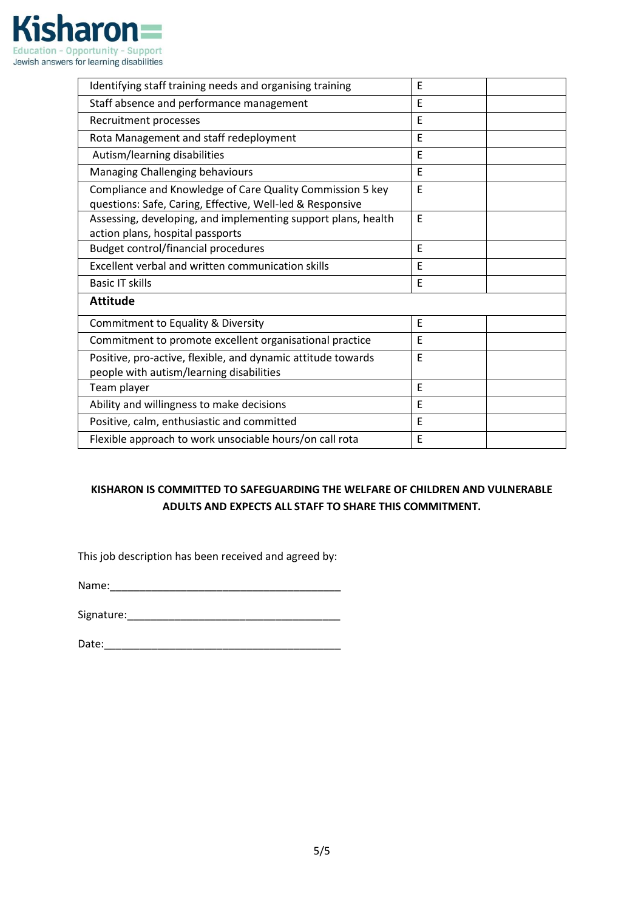| | | |
|---|---|---|
| Identifying staff training needs and organising training | E | |
| Staff absence and performance management | E | |
| Recruitment processes | E | |
| Rota Management and staff redeployment | E | |
| Autism/learning disabilities | E | |
| Managing Challenging behaviours | E | |
| Compliance and Knowledge of Care Quality Commission 5 key questions: Safe, Caring, Effective, Well-led & Responsive | E | |
| Assessing, developing, and implementing support plans, health action plans, hospital passports | E | |
| Budget control/financial procedures | E | |
| Excellent verbal and written communication skills | E | |
| Basic IT skills | E | |
| **Attitude** | | |
| Commitment to Equality & Diversity | E | |
| Commitment to promote excellent organisational practice | E | |
| Positive, pro-active, flexible, and dynamic attitude towards people with autism/learning disabilities | E | |
| Team player | E | |
| Ability and willingness to make decisions | E | |
| Positive, calm, enthusiastic and committed | E | |
| Flexible approach to work unsociable hours/on call rota | E | |

**KISHARON IS COMMITTED TO SAFEGUARDING THE WELFARE OF CHILDREN AND VULNERABLE ADULTS AND EXPECTS ALL STAFF TO SHARE THIS COMMITMENT.**

This job description has been received and agreed by:

Name:________________________________________

Signature:____________________________________

Date:_________________________________________